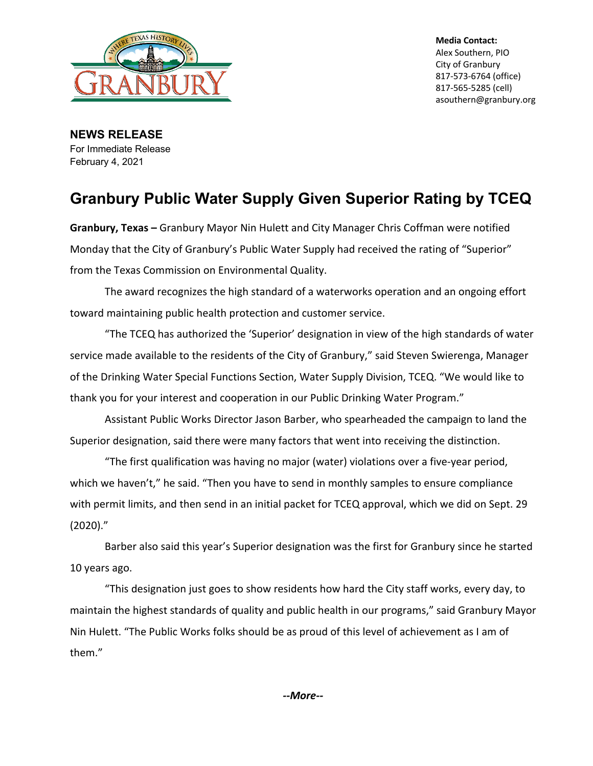**Media Contact:**
Alex Southern, PIO
City of Granbury
817-573-6764 (office)
817-565-5285 (cell)
asouthern@granbury.org

**NEWS RELEASE**
For Immediate Release
February 4, 2021

# Granbury Public Water Supply Given Superior Rating by TCEQ

**Granbury, Texas –** Granbury Mayor Nin Hulett and City Manager Chris Coffman were notified Monday that the City of Granbury's Public Water Supply had received the rating of "Superior" from the Texas Commission on Environmental Quality.

The award recognizes the high standard of a waterworks operation and an ongoing effort toward maintaining public health protection and customer service.

"The TCEQ has authorized the 'Superior' designation in view of the high standards of water service made available to the residents of the City of Granbury," said Steven Swierenga, Manager of the Drinking Water Special Functions Section, Water Supply Division, TCEQ. "We would like to thank you for your interest and cooperation in our Public Drinking Water Program."

Assistant Public Works Director Jason Barber, who spearheaded the campaign to land the Superior designation, said there were many factors that went into receiving the distinction.

"The first qualification was having no major (water) violations over a five-year period, which we haven't," he said. "Then you have to send in monthly samples to ensure compliance with permit limits, and then send in an initial packet for TCEQ approval, which we did on Sept. 29 (2020)."

Barber also said this year's Superior designation was the first for Granbury since he started 10 years ago.

"This designation just goes to show residents how hard the City staff works, every day, to maintain the highest standards of quality and public health in our programs," said Granbury Mayor Nin Hulett. "The Public Works folks should be as proud of this level of achievement as I am of them."

***--More--***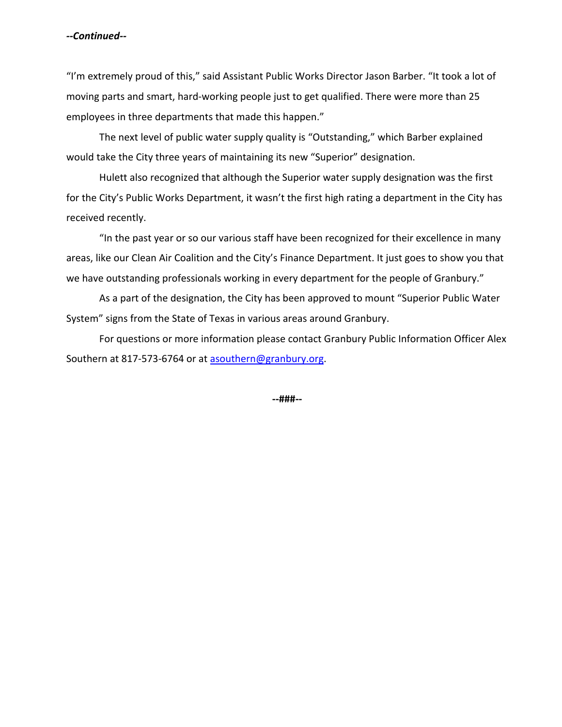***--Continued--***

"I'm extremely proud of this," said Assistant Public Works Director Jason Barber. "It took a lot of moving parts and smart, hard-working people just to get qualified. There were more than 25 employees in three departments that made this happen."

The next level of public water supply quality is "Outstanding," which Barber explained would take the City three years of maintaining its new "Superior" designation.

Hulett also recognized that although the Superior water supply designation was the first for the City's Public Works Department, it wasn't the first high rating a department in the City has received recently.

"In the past year or so our various staff have been recognized for their excellence in many areas, like our Clean Air Coalition and the City's Finance Department. It just goes to show you that we have outstanding professionals working in every department for the people of Granbury."

As a part of the designation, the City has been approved to mount "Superior Public Water System" signs from the State of Texas in various areas around Granbury.

For questions or more information please contact Granbury Public Information Officer Alex Southern at 817-573-6764 or at asouthern@granbury.org.

**--###--**